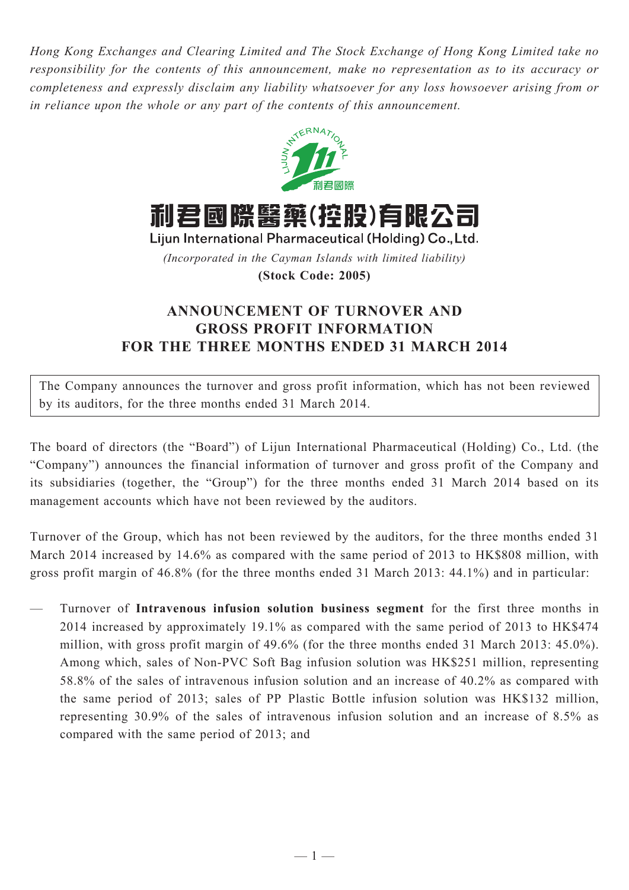*Hong Kong Exchanges and Clearing Limited and The Stock Exchange of Hong Kong Limited take no responsibility for the contents of this announcement, make no representation as to its accuracy or completeness and expressly disclaim any liability whatsoever for any loss howsoever arising from or in reliance upon the whole or any part of the contents of this announcement.*

# 利君國際醫藥(控股)有限公司

**Lijun International Pharmaceutical (Holding) Co., Ltd.**

*(Incorporated in the Cayman Islands with limited liability)*

**(Stock Code: 2005)**

## ANNOUNCEMENT OF TURNOVER AND GROSS PROFIT INFORMATION FOR THE THREE MONTHS ENDED 31 MARCH 2014

The Company announces the turnover and gross profit information, which has not been reviewed by its auditors, for the three months ended 31 March 2014.

The board of directors (the "Board") of Lijun International Pharmaceutical (Holding) Co., Ltd. (the "Company") announces the financial information of turnover and gross profit of the Company and its subsidiaries (together, the "Group") for the three months ended 31 March 2014 based on its management accounts which have not been reviewed by the auditors.

Turnover of the Group, which has not been reviewed by the auditors, for the three months ended 31 March 2014 increased by 14.6% as compared with the same period of 2013 to HK$808 million, with gross profit margin of 46.8% (for the three months ended 31 March 2013: 44.1%) and in particular:

— Turnover of **Intravenous infusion solution business segment** for the first three months in 2014 increased by approximately 19.1% as compared with the same period of 2013 to HK$474 million, with gross profit margin of 49.6% (for the three months ended 31 March 2013: 45.0%). Among which, sales of Non-PVC Soft Bag infusion solution was HK$251 million, representing 58.8% of the sales of intravenous infusion solution and an increase of 40.2% as compared with the same period of 2013; sales of PP Plastic Bottle infusion solution was HK$132 million, representing 30.9% of the sales of intravenous infusion solution and an increase of 8.5% as compared with the same period of 2013; and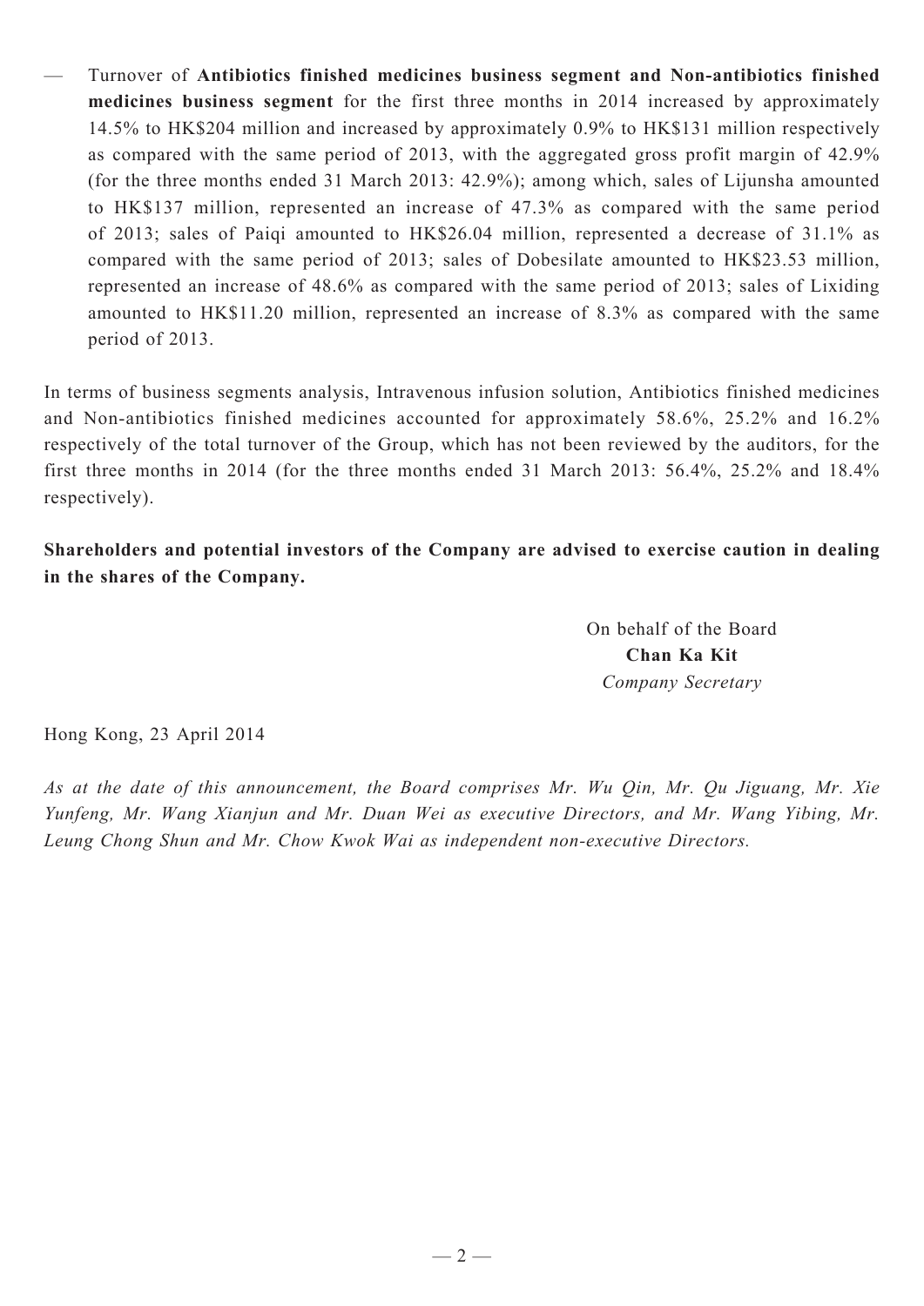— Turnover of **Antibiotics finished medicines business segment and Non-antibiotics finished medicines business segment** for the first three months in 2014 increased by approximately 14.5% to HK$204 million and increased by approximately 0.9% to HK$131 million respectively as compared with the same period of 2013, with the aggregated gross profit margin of 42.9% (for the three months ended 31 March 2013: 42.9%); among which, sales of Lijunsha amounted to HK$137 million, represented an increase of 47.3% as compared with the same period of 2013; sales of Paiqi amounted to HK$26.04 million, represented a decrease of 31.1% as compared with the same period of 2013; sales of Dobesilate amounted to HK$23.53 million, represented an increase of 48.6% as compared with the same period of 2013; sales of Lixiding amounted to HK$11.20 million, represented an increase of 8.3% as compared with the same period of 2013.

In terms of business segments analysis, Intravenous infusion solution, Antibiotics finished medicines and Non-antibiotics finished medicines accounted for approximately 58.6%, 25.2% and 16.2% respectively of the total turnover of the Group, which has not been reviewed by the auditors, for the first three months in 2014 (for the three months ended 31 March 2013: 56.4%, 25.2% and 18.4% respectively).

**Shareholders and potential investors of the Company are advised to exercise caution in dealing in the shares of the Company.**

On behalf of the Board
**Chan Ka Kit**
*Company Secretary*

Hong Kong, 23 April 2014

*As at the date of this announcement, the Board comprises Mr. Wu Qin, Mr. Qu Jiguang, Mr. Xie Yunfeng, Mr. Wang Xianjun and Mr. Duan Wei as executive Directors, and Mr. Wang Yibing, Mr. Leung Chong Shun and Mr. Chow Kwok Wai as independent non-executive Directors.*